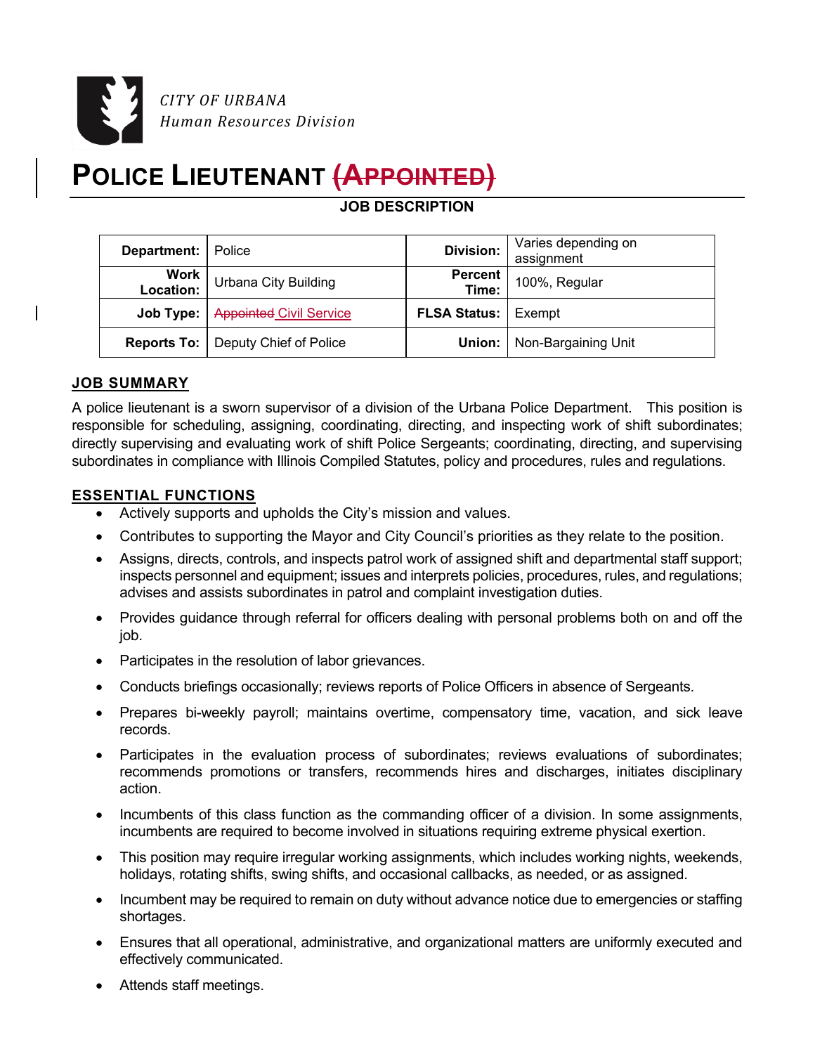*CITY OF URBANA*
*Human Resources Division*

# POLICE LIEUTENANT ~~(APPOINTED)~~

**JOB DESCRIPTION**

| **Department:** | Police | **Division:** | Varies depending on assignment |
|---|---|---|---|
| **Work Location:** | Urbana City Building | **Percent Time:** | 100%, Regular |
| **Job Type:** | ~~Appointed~~ Civil Service | **FLSA Status:** | Exempt |
| **Reports To:** | Deputy Chief of Police | **Union:** | Non-Bargaining Unit |

## JOB SUMMARY

A police lieutenant is a sworn supervisor of a division of the Urbana Police Department. This position is responsible for scheduling, assigning, coordinating, directing, and inspecting work of shift subordinates; directly supervising and evaluating work of shift Police Sergeants; coordinating, directing, and supervising subordinates in compliance with Illinois Compiled Statutes, policy and procedures, rules and regulations.

## ESSENTIAL FUNCTIONS

- Actively supports and upholds the City's mission and values.
- Contributes to supporting the Mayor and City Council's priorities as they relate to the position.
- Assigns, directs, controls, and inspects patrol work of assigned shift and departmental staff support; inspects personnel and equipment; issues and interprets policies, procedures, rules, and regulations; advises and assists subordinates in patrol and complaint investigation duties.
- Provides guidance through referral for officers dealing with personal problems both on and off the job.
- Participates in the resolution of labor grievances.
- Conducts briefings occasionally; reviews reports of Police Officers in absence of Sergeants.
- Prepares bi-weekly payroll; maintains overtime, compensatory time, vacation, and sick leave records.
- Participates in the evaluation process of subordinates; reviews evaluations of subordinates; recommends promotions or transfers, recommends hires and discharges, initiates disciplinary action.
- Incumbents of this class function as the commanding officer of a division. In some assignments, incumbents are required to become involved in situations requiring extreme physical exertion.
- This position may require irregular working assignments, which includes working nights, weekends, holidays, rotating shifts, swing shifts, and occasional callbacks, as needed, or as assigned.
- Incumbent may be required to remain on duty without advance notice due to emergencies or staffing shortages.
- Ensures that all operational, administrative, and organizational matters are uniformly executed and effectively communicated.
- Attends staff meetings.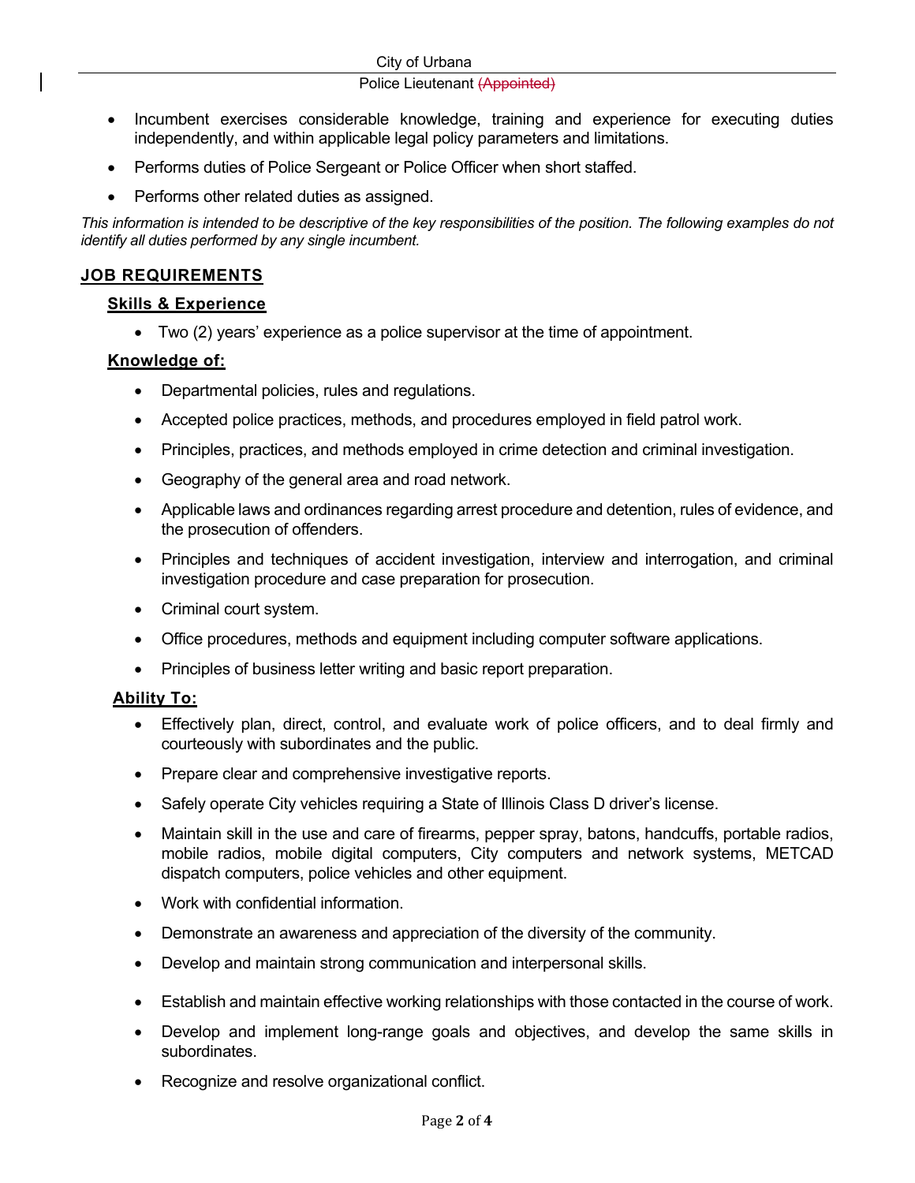- Incumbent exercises considerable knowledge, training and experience for executing duties independently, and within applicable legal policy parameters and limitations.
- Performs duties of Police Sergeant or Police Officer when short staffed.
- Performs other related duties as assigned.

*This information is intended to be descriptive of the key responsibilities of the position. The following examples do not identify all duties performed by any single incumbent.*

## JOB REQUIREMENTS

### Skills & Experience

- Two (2) years' experience as a police supervisor at the time of appointment.

### Knowledge of:

- Departmental policies, rules and regulations.
- Accepted police practices, methods, and procedures employed in field patrol work.
- Principles, practices, and methods employed in crime detection and criminal investigation.
- Geography of the general area and road network.
- Applicable laws and ordinances regarding arrest procedure and detention, rules of evidence, and the prosecution of offenders.
- Principles and techniques of accident investigation, interview and interrogation, and criminal investigation procedure and case preparation for prosecution.
- Criminal court system.
- Office procedures, methods and equipment including computer software applications.
- Principles of business letter writing and basic report preparation.

### Ability To:

- Effectively plan, direct, control, and evaluate work of police officers, and to deal firmly and courteously with subordinates and the public.
- Prepare clear and comprehensive investigative reports.
- Safely operate City vehicles requiring a State of Illinois Class D driver's license.
- Maintain skill in the use and care of firearms, pepper spray, batons, handcuffs, portable radios, mobile radios, mobile digital computers, City computers and network systems, METCAD dispatch computers, police vehicles and other equipment.
- Work with confidential information.
- Demonstrate an awareness and appreciation of the diversity of the community.
- Develop and maintain strong communication and interpersonal skills.
- Establish and maintain effective working relationships with those contacted in the course of work.
- Develop and implement long-range goals and objectives, and develop the same skills in subordinates.
- Recognize and resolve organizational conflict.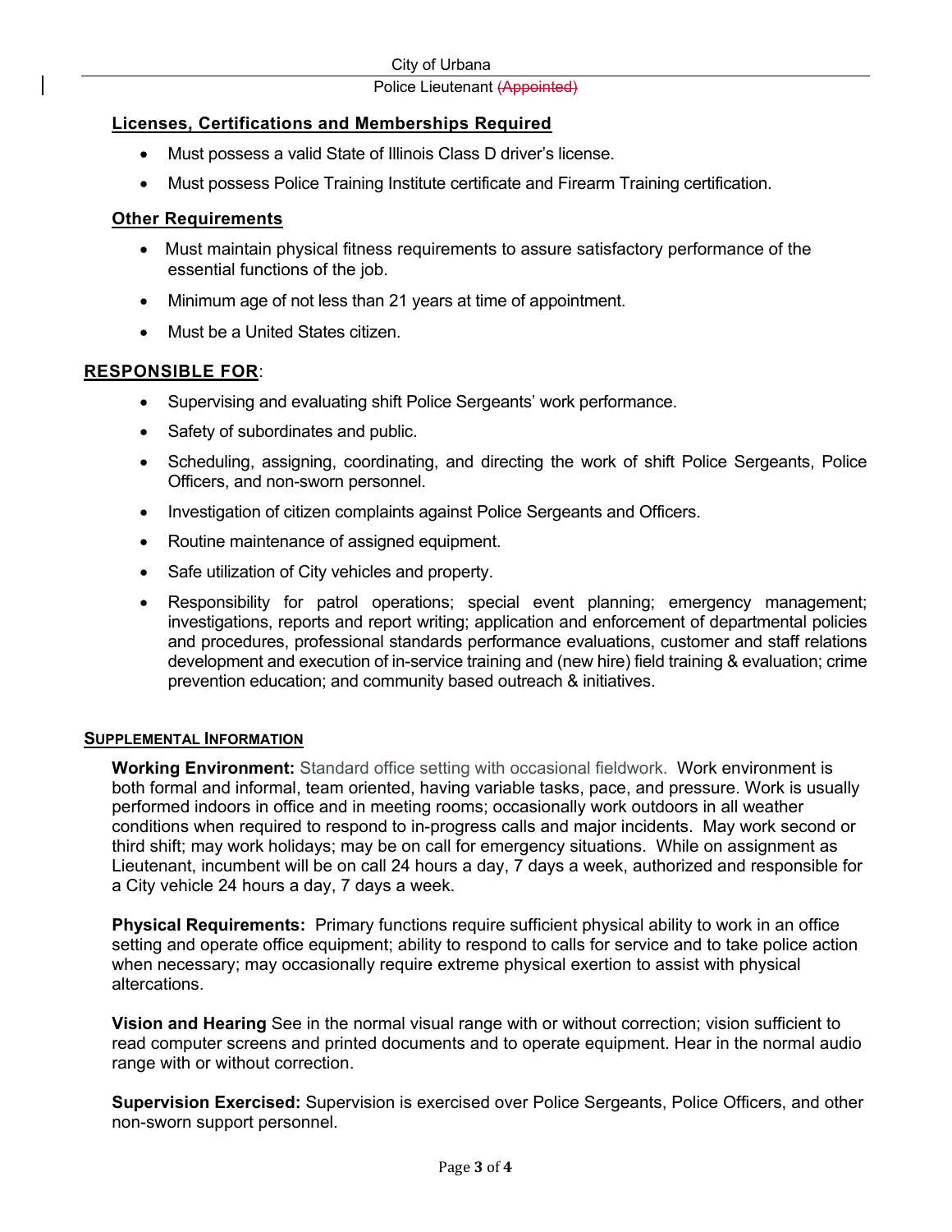## Licenses, Certifications and Memberships Required

- Must possess a valid State of Illinois Class D driver's license.
- Must possess Police Training Institute certificate and Firearm Training certification.

## Other Requirements

- Must maintain physical fitness requirements to assure satisfactory performance of the essential functions of the job.
- Minimum age of not less than 21 years at time of appointment.
- Must be a United States citizen.

## RESPONSIBLE FOR:

- Supervising and evaluating shift Police Sergeants' work performance.
- Safety of subordinates and public.
- Scheduling, assigning, coordinating, and directing the work of shift Police Sergeants, Police Officers, and non-sworn personnel.
- Investigation of citizen complaints against Police Sergeants and Officers.
- Routine maintenance of assigned equipment.
- Safe utilization of City vehicles and property.
- Responsibility for patrol operations; special event planning; emergency management; investigations, reports and report writing; application and enforcement of departmental policies and procedures, professional standards performance evaluations, customer and staff relations development and execution of in-service training and (new hire) field training & evaluation; crime prevention education; and community based outreach & initiatives.

## SUPPLEMENTAL INFORMATION

**Working Environment:** Standard office setting with occasional fieldwork. Work environment is both formal and informal, team oriented, having variable tasks, pace, and pressure. Work is usually performed indoors in office and in meeting rooms; occasionally work outdoors in all weather conditions when required to respond to in-progress calls and major incidents. May work second or third shift; may work holidays; may be on call for emergency situations. While on assignment as Lieutenant, incumbent will be on call 24 hours a day, 7 days a week, authorized and responsible for a City vehicle 24 hours a day, 7 days a week.

**Physical Requirements:** Primary functions require sufficient physical ability to work in an office setting and operate office equipment; ability to respond to calls for service and to take police action when necessary; may occasionally require extreme physical exertion to assist with physical altercations.

**Vision and Hearing** See in the normal visual range with or without correction; vision sufficient to read computer screens and printed documents and to operate equipment. Hear in the normal audio range with or without correction.

**Supervision Exercised:** Supervision is exercised over Police Sergeants, Police Officers, and other non-sworn support personnel.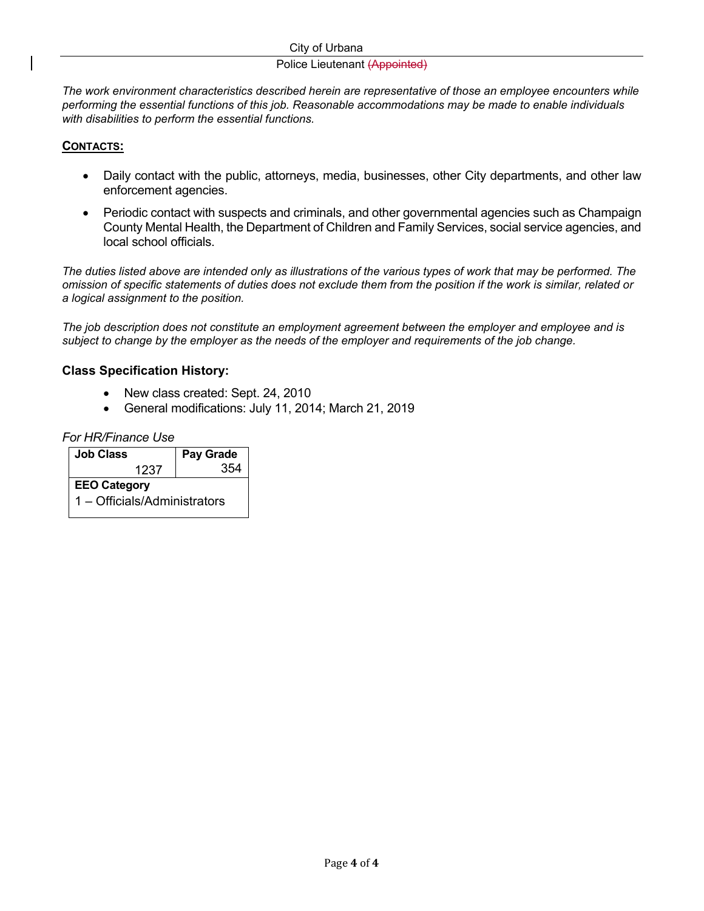*The work environment characteristics described herein are representative of those an employee encounters while performing the essential functions of this job. Reasonable accommodations may be made to enable individuals with disabilities to perform the essential functions.*

**CONTACTS:**

- Daily contact with the public, attorneys, media, businesses, other City departments, and other law enforcement agencies.
- Periodic contact with suspects and criminals, and other governmental agencies such as Champaign County Mental Health, the Department of Children and Family Services, social service agencies, and local school officials.

*The duties listed above are intended only as illustrations of the various types of work that may be performed. The omission of specific statements of duties does not exclude them from the position if the work is similar, related or a logical assignment to the position.*

*The job description does not constitute an employment agreement between the employer and employee and is subject to change by the employer as the needs of the employer and requirements of the job change.*

### Class Specification History:

- New class created: Sept. 24, 2010
- General modifications: July 11, 2014; March 21, 2019

*For HR/Finance Use*

| Job Class | Pay Grade |
|---|---|
| 1237 | 354 |
| **EEO Category** 1 – Officials/Administrators | |